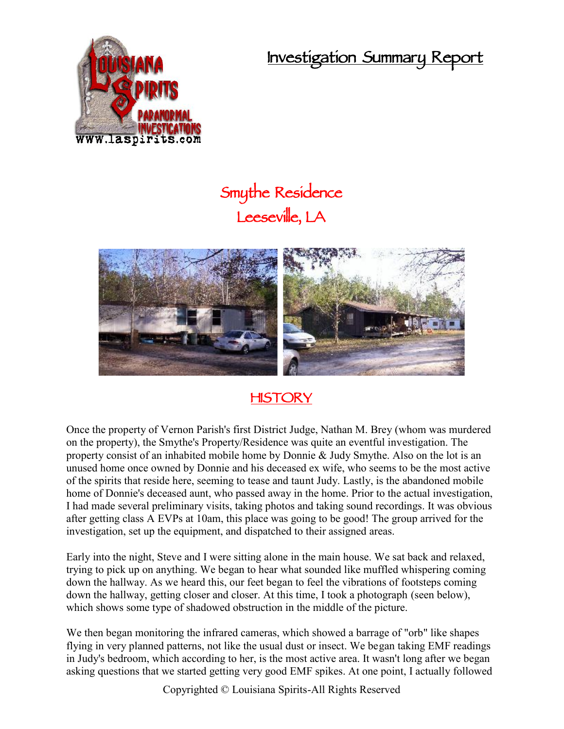# Investigation Summary Report

## Smythe Residence
## Leeseville, LA

## HISTORY

Once the property of Vernon Parish's first District Judge, Nathan M. Brey (whom was murdered on the property), the Smythe's Property/Residence was quite an eventful investigation. The property consist of an inhabited mobile home by Donnie & Judy Smythe. Also on the lot is an unused home once owned by Donnie and his deceased ex wife, who seems to be the most active of the spirits that reside here, seeming to tease and taunt Judy. Lastly, is the abandoned mobile home of Donnie's deceased aunt, who passed away in the home. Prior to the actual investigation, I had made several preliminary visits, taking photos and taking sound recordings. It was obvious after getting class A EVPs at 10am, this place was going to be good! The group arrived for the investigation, set up the equipment, and dispatched to their assigned areas.

Early into the night, Steve and I were sitting alone in the main house. We sat back and relaxed, trying to pick up on anything. We began to hear what sounded like muffled whispering coming down the hallway. As we heard this, our feet began to feel the vibrations of footsteps coming down the hallway, getting closer and closer. At this time, I took a photograph (seen below), which shows some type of shadowed obstruction in the middle of the picture.

We then began monitoring the infrared cameras, which showed a barrage of "orb" like shapes flying in very planned patterns, not like the usual dust or insect. We began taking EMF readings in Judy's bedroom, which according to her, is the most active area. It wasn't long after we began asking questions that we started getting very good EMF spikes. At one point, I actually followed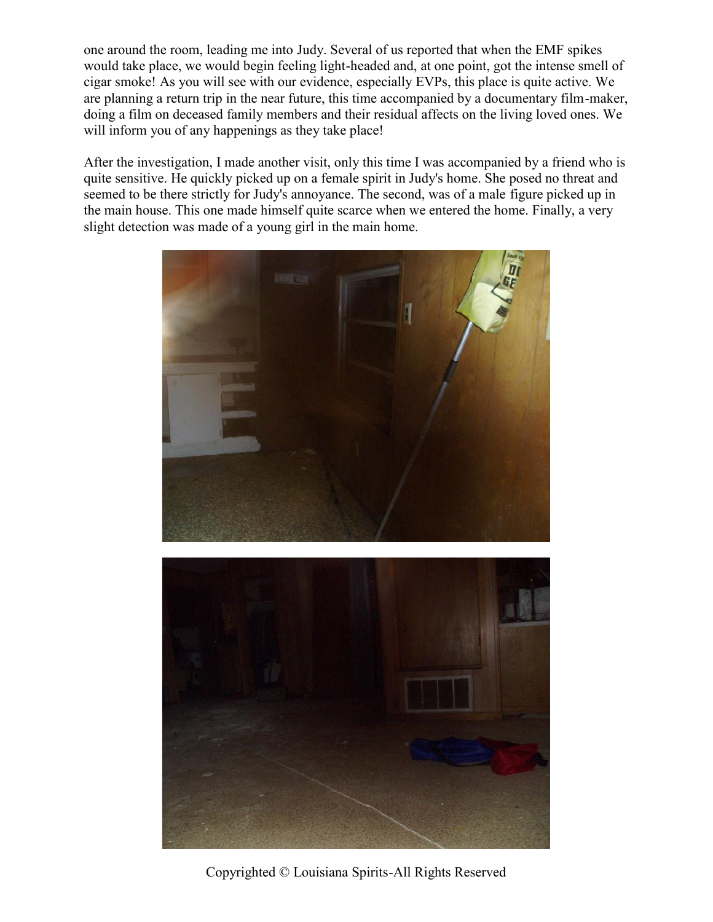one around the room, leading me into Judy. Several of us reported that when the EMF spikes would take place, we would begin feeling light-headed and, at one point, got the intense smell of cigar smoke! As you will see with our evidence, especially EVPs, this place is quite active. We are planning a return trip in the near future, this time accompanied by a documentary film-maker, doing a film on deceased family members and their residual affects on the living loved ones. We will inform you of any happenings as they take place!

After the investigation, I made another visit, only this time I was accompanied by a friend who is quite sensitive. He quickly picked up on a female spirit in Judy's home. She posed no threat and seemed to be there strictly for Judy's annoyance. The second, was of a male figure picked up in the main house. This one made himself quite scarce when we entered the home. Finally, a very slight detection was made of a young girl in the main home.

Copyrighted © Louisiana Spirits-All Rights Reserved